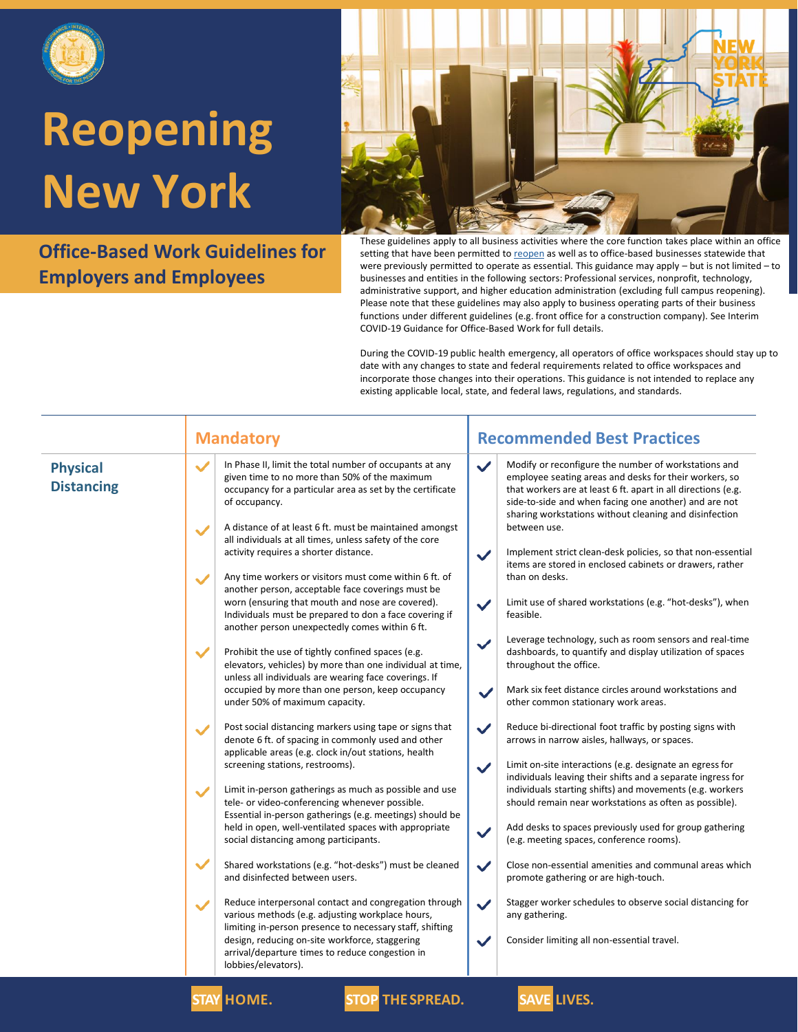# Reopening New York

## Office-Based Work Guidelines for Employers and Employees

These guidelines apply to all business activities where the core function takes place within an office setting that have been permitted to reopen as well as to office-based businesses statewide that were previously permitted to operate as essential. This guidance may apply – but is not limited – to businesses and entities in the following sectors: Professional services, nonprofit, technology, administrative support, and higher education administration (excluding full campus reopening). Please note that these guidelines may also apply to business operating parts of their business functions under different guidelines (e.g. front office for a construction company). See Interim COVID-19 Guidance for Office-Based Work for full details.

During the COVID-19 public health emergency, all operators of office workspaces should stay up to date with any changes to state and federal requirements related to office workspaces and incorporate those changes into their operations. This guidance is not intended to replace any existing applicable local, state, and federal laws, regulations, and standards.

## Physical Distancing

### Mandatory

- In Phase II, limit the total number of occupants at any given time to no more than 50% of the maximum occupancy for a particular area as set by the certificate of occupancy.
- A distance of at least 6 ft. must be maintained amongst all individuals at all times, unless safety of the core activity requires a shorter distance.
- Any time workers or visitors must come within 6 ft. of another person, acceptable face coverings must be worn (ensuring that mouth and nose are covered). Individuals must be prepared to don a face covering if another person unexpectedly comes within 6 ft.
- Prohibit the use of tightly confined spaces (e.g. elevators, vehicles) by more than one individual at time, unless all individuals are wearing face coverings. If occupied by more than one person, keep occupancy under 50% of maximum capacity.
- Post social distancing markers using tape or signs that denote 6 ft. of spacing in commonly used and other applicable areas (e.g. clock in/out stations, health screening stations, restrooms).
- Limit in-person gatherings as much as possible and use tele- or video-conferencing whenever possible. Essential in-person gatherings (e.g. meetings) should be held in open, well-ventilated spaces with appropriate social distancing among participants.
- Shared workstations (e.g. "hot-desks") must be cleaned and disinfected between users.
- Reduce interpersonal contact and congregation through various methods (e.g. adjusting workplace hours, limiting in-person presence to necessary staff, shifting design, reducing on-site workforce, staggering arrival/departure times to reduce congestion in lobbies/elevators).

### Recommended Best Practices

- Modify or reconfigure the number of workstations and employee seating areas and desks for their workers, so that workers are at least 6 ft. apart in all directions (e.g. side-to-side and when facing one another) and are not sharing workstations without cleaning and disinfection between use.
- Implement strict clean-desk policies, so that non-essential items are stored in enclosed cabinets or drawers, rather than on desks.
- Limit use of shared workstations (e.g. "hot-desks"), when feasible.
- Leverage technology, such as room sensors and real-time dashboards, to quantify and display utilization of spaces throughout the office.
- Mark six feet distance circles around workstations and other common stationary work areas.
- Reduce bi-directional foot traffic by posting signs with arrows in narrow aisles, hallways, or spaces.
- Limit on-site interactions (e.g. designate an egress for individuals leaving their shifts and a separate ingress for individuals starting shifts) and movements (e.g. workers should remain near workstations as often as possible).
- Add desks to spaces previously used for group gathering (e.g. meeting spaces, conference rooms).
- Close non-essential amenities and communal areas which promote gathering or are high-touch.
- Stagger worker schedules to observe social distancing for any gathering.
- Consider limiting all non-essential travel.

STAY HOME. STOP THE SPREAD. SAVE LIVES.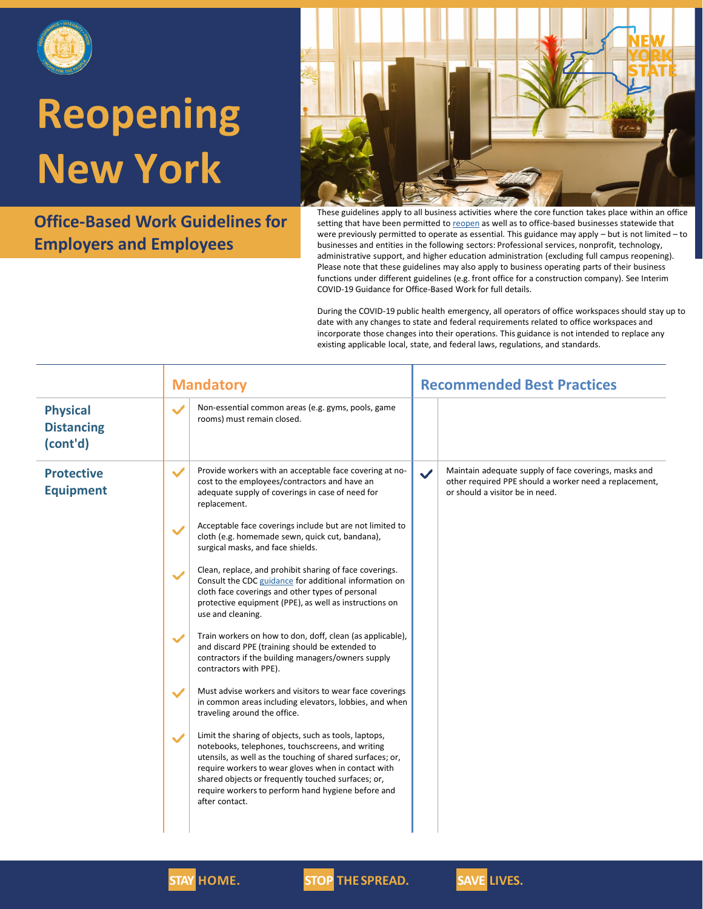# Reopening New York

## Office-Based Work Guidelines for Employers and Employees

These guidelines apply to all business activities where the core function takes place within an office setting that have been permitted to reopen as well as to office-based businesses statewide that were previously permitted to operate as essential. This guidance may apply – but is not limited – to businesses and entities in the following sectors: Professional services, nonprofit, technology, administrative support, and higher education administration (excluding full campus reopening). Please note that these guidelines may also apply to business operating parts of their business functions under different guidelines (e.g. front office for a construction company). See Interim COVID-19 Guidance for Office-Based Work for full details.

During the COVID-19 public health emergency, all operators of office workspaces should stay up to date with any changes to state and federal requirements related to office workspaces and incorporate those changes into their operations. This guidance is not intended to replace any existing applicable local, state, and federal laws, regulations, and standards.

| | Mandatory | Recommended Best Practices |
|---|---|---|
| **Physical Distancing (cont'd)** | ✓ Non-essential common areas (e.g. gyms, pools, game rooms) must remain closed. | |
| **Protective Equipment** | ✓ Provide workers with an acceptable face covering at no-cost to the employees/contractors and have an adequate supply of coverings in case of need for replacement.<br><br>✓ Acceptable face coverings include but are not limited to cloth (e.g. homemade sewn, quick cut, bandana), surgical masks, and face shields.<br><br>✓ Clean, replace, and prohibit sharing of face coverings. Consult the CDC guidance for additional information on cloth face coverings and other types of personal protective equipment (PPE), as well as instructions on use and cleaning.<br><br>✓ Train workers on how to don, doff, clean (as applicable), and discard PPE (training should be extended to contractors if the building managers/owners supply contractors with PPE).<br><br>✓ Must advise workers and visitors to wear face coverings in common areas including elevators, lobbies, and when traveling around the office.<br><br>✓ Limit the sharing of objects, such as tools, laptops, notebooks, telephones, touchscreens, and writing utensils, as well as the touching of shared surfaces; or, require workers to wear gloves when in contact with shared objects or frequently touched surfaces; or, require workers to perform hand hygiene before and after contact. | ✓ Maintain adequate supply of face coverings, masks and other required PPE should a worker need a replacement, or should a visitor be in need. |

STAY HOME. STOP THE SPREAD. SAVE LIVES.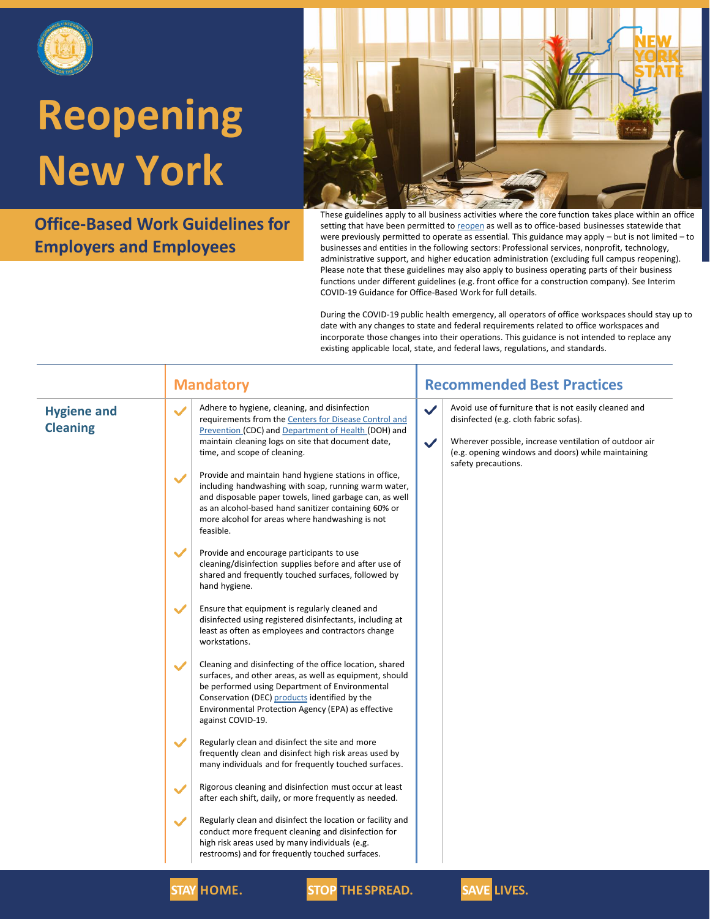# Reopening New York

## Office-Based Work Guidelines for Employers and Employees

These guidelines apply to all business activities where the core function takes place within an office setting that have been permitted to reopen as well as to office-based businesses statewide that were previously permitted to operate as essential. This guidance may apply – but is not limited – to businesses and entities in the following sectors: Professional services, nonprofit, technology, administrative support, and higher education administration (excluding full campus reopening). Please note that these guidelines may also apply to business operating parts of their business functions under different guidelines (e.g. front office for a construction company). See Interim COVID-19 Guidance for Office-Based Work for full details.

During the COVID-19 public health emergency, all operators of office workspaces should stay up to date with any changes to state and federal requirements related to office workspaces and incorporate those changes into their operations. This guidance is not intended to replace any existing applicable local, state, and federal laws, regulations, and standards.

| | Mandatory | Recommended Best Practices |
|---|---|---|
| **Hygiene and Cleaning** | ✔ Adhere to hygiene, cleaning, and disinfection requirements from the Centers for Disease Control and Prevention (CDC) and Department of Health (DOH) and maintain cleaning logs on site that document date, time, and scope of cleaning.<br><br>✔ Provide and maintain hand hygiene stations in office, including handwashing with soap, running warm water, and disposable paper towels, lined garbage can, as well as an alcohol-based hand sanitizer containing 60% or more alcohol for areas where handwashing is not feasible.<br><br>✔ Provide and encourage participants to use cleaning/disinfection supplies before and after use of shared and frequently touched surfaces, followed by hand hygiene.<br><br>✔ Ensure that equipment is regularly cleaned and disinfected using registered disinfectants, including at least as often as employees and contractors change workstations.<br><br>✔ Cleaning and disinfecting of the office location, shared surfaces, and other areas, as well as equipment, should be performed using Department of Environmental Conservation (DEC) products identified by the Environmental Protection Agency (EPA) as effective against COVID-19.<br><br>✔ Regularly clean and disinfect the site and more frequently clean and disinfect high risk areas used by many individuals and for frequently touched surfaces.<br><br>✔ Rigorous cleaning and disinfection must occur at least after each shift, daily, or more frequently as needed.<br><br>✔ Regularly clean and disinfect the location or facility and conduct more frequent cleaning and disinfection for high risk areas used by many individuals (e.g. restrooms) and for frequently touched surfaces. | ✔ Avoid use of furniture that is not easily cleaned and disinfected (e.g. cloth fabric sofas).<br><br>✔ Wherever possible, increase ventilation of outdoor air (e.g. opening windows and doors) while maintaining safety precautions. |

STAY HOME. STOP THE SPREAD. SAVE LIVES.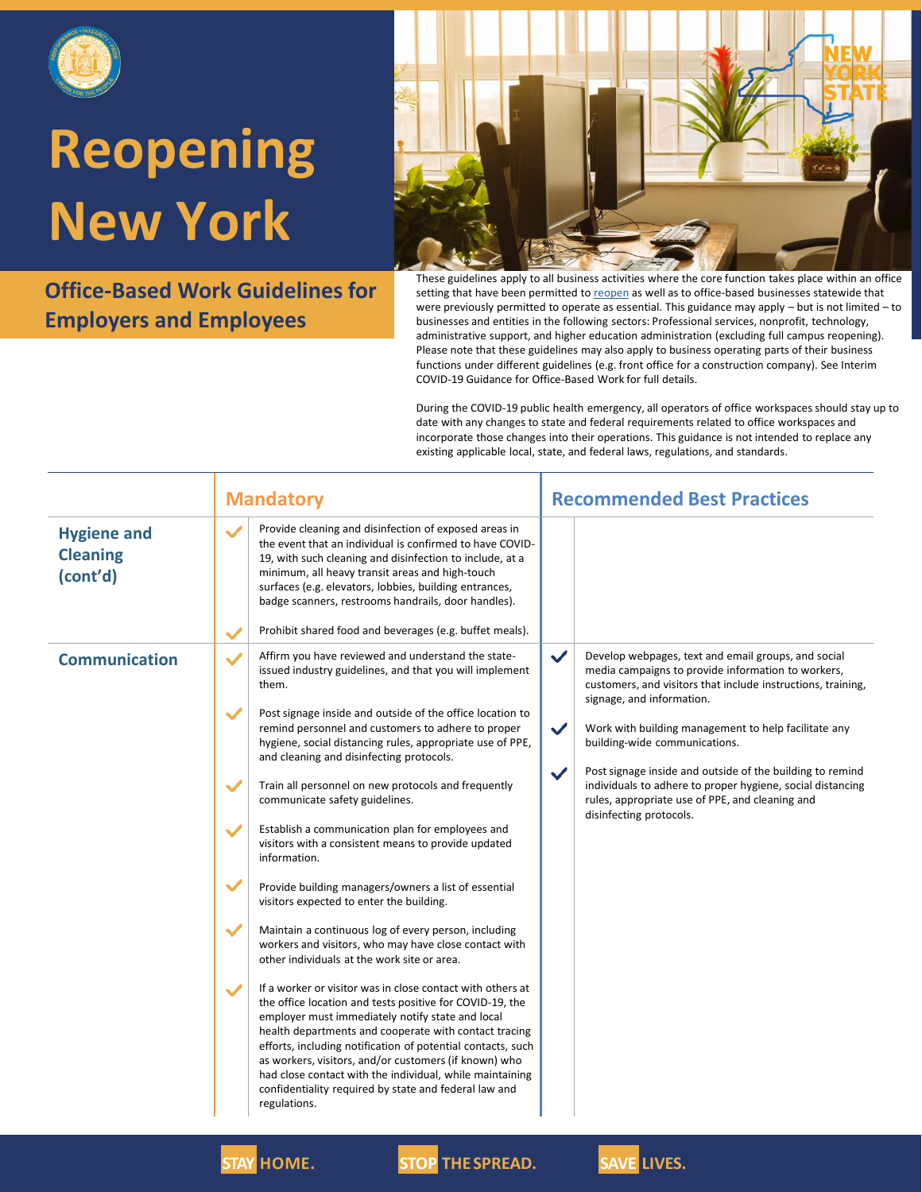# Reopening New York

## Office-Based Work Guidelines for Employers and Employees

These guidelines apply to all business activities where the core function takes place within an office setting that have been permitted to reopen as well as to office-based businesses statewide that were previously permitted to operate as essential. This guidance may apply – but is not limited – to businesses and entities in the following sectors: Professional services, nonprofit, technology, administrative support, and higher education administration (excluding full campus reopening). Please note that these guidelines may also apply to business operating parts of their business functions under different guidelines (e.g. front office for a construction company). See Interim COVID-19 Guidance for Office-Based Work for full details.

During the COVID-19 public health emergency, all operators of office workspaces should stay up to date with any changes to state and federal requirements related to office workspaces and incorporate those changes into their operations. This guidance is not intended to replace any existing applicable local, state, and federal laws, regulations, and standards.

| | Mandatory | Recommended Best Practices |
|---|---|---|
| **Hygiene and Cleaning (cont'd)** | ✓ Provide cleaning and disinfection of exposed areas in the event that an individual is confirmed to have COVID-19, with such cleaning and disinfection to include, at a minimum, all heavy transit areas and high-touch surfaces (e.g. elevators, lobbies, building entrances, badge scanners, restrooms handrails, door handles).<br><br>✓ Prohibit shared food and beverages (e.g. buffet meals). | |
| **Communication** | ✓ Affirm you have reviewed and understand the state-issued industry guidelines, and that you will implement them.<br><br>✓ Post signage inside and outside of the office location to remind personnel and customers to adhere to proper hygiene, social distancing rules, appropriate use of PPE, and cleaning and disinfecting protocols.<br><br>✓ Train all personnel on new protocols and frequently communicate safety guidelines.<br><br>✓ Establish a communication plan for employees and visitors with a consistent means to provide updated information.<br><br>✓ Provide building managers/owners a list of essential visitors expected to enter the building.<br><br>✓ Maintain a continuous log of every person, including workers and visitors, who may have close contact with other individuals at the work site or area.<br><br>✓ If a worker or visitor was in close contact with others at the office location and tests positive for COVID-19, the employer must immediately notify state and local health departments and cooperate with contact tracing efforts, including notification of potential contacts, such as workers, visitors, and/or customers (if known) who had close contact with the individual, while maintaining confidentiality required by state and federal law and regulations. | ✓ Develop webpages, text and email groups, and social media campaigns to provide information to workers, customers, and visitors that include instructions, training, signage, and information.<br><br>✓ Work with building management to help facilitate any building-wide communications.<br><br>✓ Post signage inside and outside of the building to remind individuals to adhere to proper hygiene, social distancing rules, appropriate use of PPE, and cleaning and disinfecting protocols. |

STAY HOME. STOP THE SPREAD. SAVE LIVES.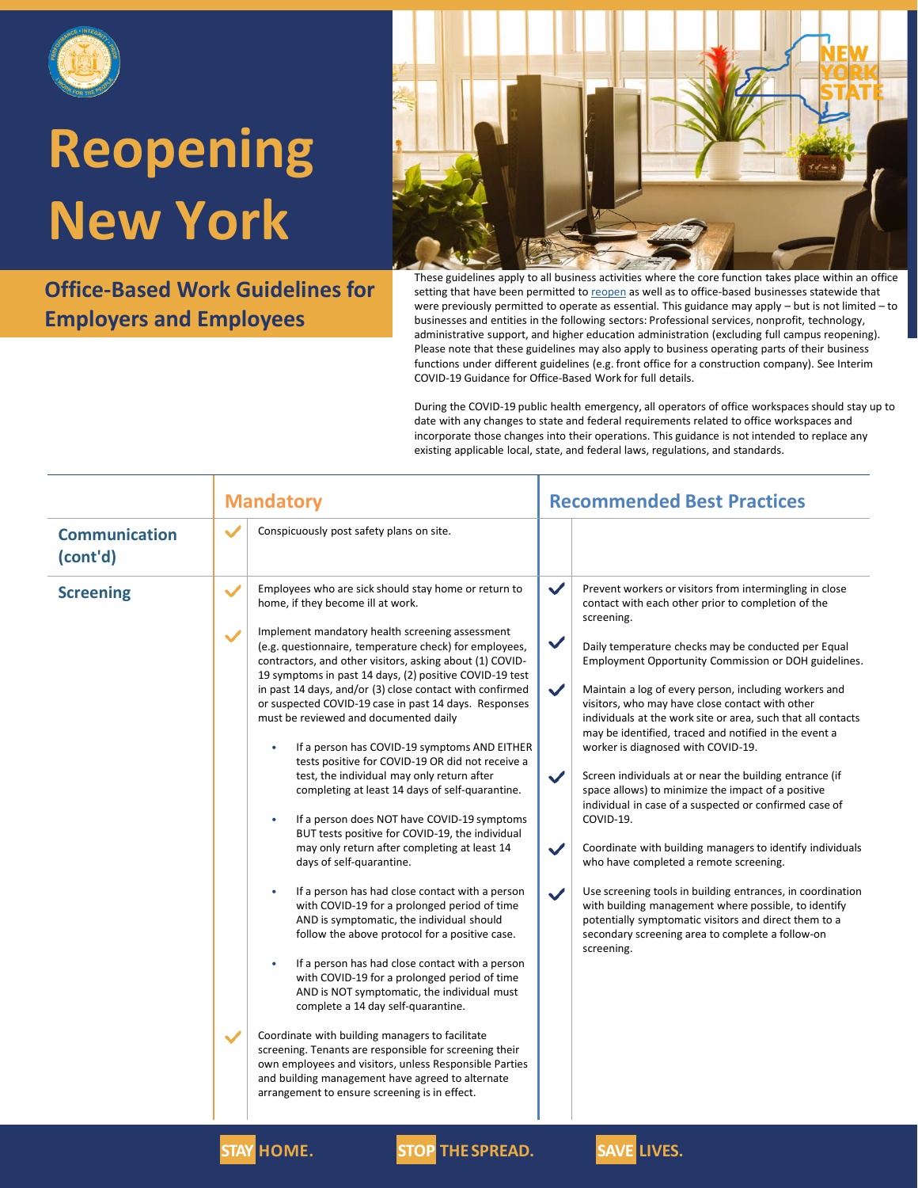# Reopening New York

## Office-Based Work Guidelines for Employers and Employees

These guidelines apply to all business activities where the core function takes place within an office setting that have been permitted to reopen as well as to office-based businesses statewide that were previously permitted to operate as essential. This guidance may apply – but is not limited – to businesses and entities in the following sectors: Professional services, nonprofit, technology, administrative support, and higher education administration (excluding full campus reopening). Please note that these guidelines may also apply to business operating parts of their business functions under different guidelines (e.g. front office for a construction company). See Interim COVID-19 Guidance for Office-Based Work for full details.

During the COVID-19 public health emergency, all operators of office workspaces should stay up to date with any changes to state and federal requirements related to office workspaces and incorporate those changes into their operations. This guidance is not intended to replace any existing applicable local, state, and federal laws, regulations, and standards.

| | Mandatory | Recommended Best Practices |
|---|---|---|
| **Communication (cont'd)** | ✓ Conspicuously post safety plans on site. | |
| **Screening** | ✓ Employees who are sick should stay home or return to home, if they become ill at work.<br><br>✓ Implement mandatory health screening assessment (e.g. questionnaire, temperature check) for employees, contractors, and other visitors, asking about (1) COVID-19 symptoms in past 14 days, (2) positive COVID-19 test in past 14 days, and/or (3) close contact with confirmed or suspected COVID-19 case in past 14 days. Responses must be reviewed and documented daily<br>• If a person has COVID-19 symptoms AND EITHER tests positive for COVID-19 OR did not receive a test, the individual may only return after completing at least 14 days of self-quarantine.<br>• If a person does NOT have COVID-19 symptoms BUT tests positive for COVID-19, the individual may only return after completing at least 14 days of self-quarantine.<br>• If a person has had close contact with a person with COVID-19 for a prolonged period of time AND is symptomatic, the individual should follow the above protocol for a positive case.<br>• If a person has had close contact with a person with COVID-19 for a prolonged period of time AND is NOT symptomatic, the individual must complete a 14 day self-quarantine.<br><br>✓ Coordinate with building managers to facilitate screening. Tenants are responsible for screening their own employees and visitors, unless Responsible Parties and building management have agreed to alternate arrangement to ensure screening is in effect. | ✓ Prevent workers or visitors from intermingling in close contact with each other prior to completion of the screening.<br><br>✓ Daily temperature checks may be conducted per Equal Employment Opportunity Commission or DOH guidelines.<br><br>✓ Maintain a log of every person, including workers and visitors, who may have close contact with other individuals at the work site or area, such that all contacts may be identified, traced and notified in the event a worker is diagnosed with COVID-19.<br><br>✓ Screen individuals at or near the building entrance (if space allows) to minimize the impact of a positive individual in case of a suspected or confirmed case of COVID-19.<br><br>✓ Coordinate with building managers to identify individuals who have completed a remote screening.<br><br>✓ Use screening tools in building entrances, in coordination with building management where possible, to identify potentially symptomatic visitors and direct them to a secondary screening area to complete a follow-on screening. |

STAY HOME. STOP THE SPREAD. SAVE LIVES.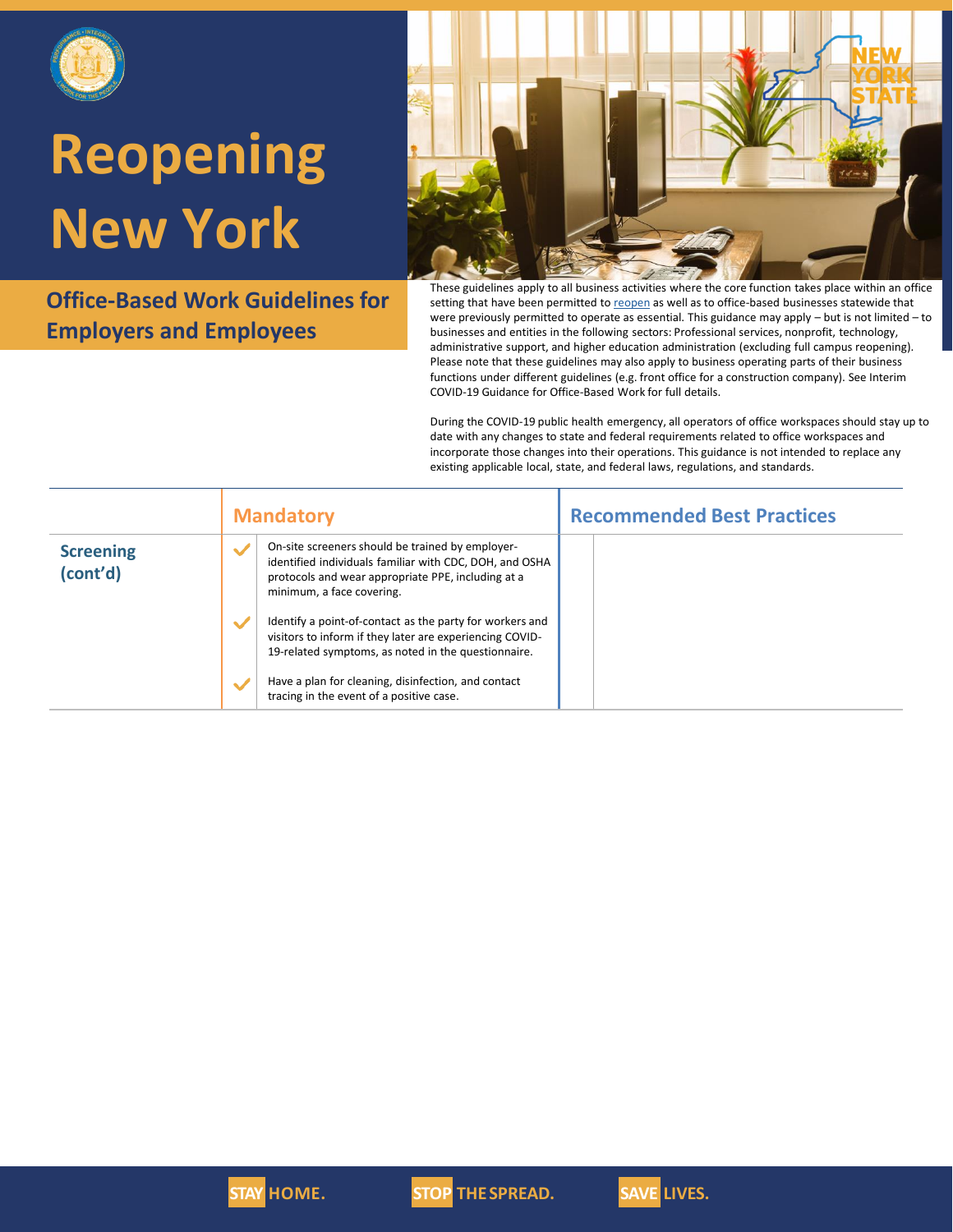# Reopening New York

## Office-Based Work Guidelines for Employers and Employees

These guidelines apply to all business activities where the core function takes place within an office setting that have been permitted to reopen as well as to office-based businesses statewide that were previously permitted to operate as essential. This guidance may apply – but is not limited – to businesses and entities in the following sectors: Professional services, nonprofit, technology, administrative support, and higher education administration (excluding full campus reopening). Please note that these guidelines may also apply to business operating parts of their business functions under different guidelines (e.g. front office for a construction company). See Interim COVID-19 Guidance for Office-Based Work for full details.

During the COVID-19 public health emergency, all operators of office workspaces should stay up to date with any changes to state and federal requirements related to office workspaces and incorporate those changes into their operations. This guidance is not intended to replace any existing applicable local, state, and federal laws, regulations, and standards.

| | Mandatory | Recommended Best Practices |
|---|---|---|
| **Screening (cont'd)** | ✓ On-site screeners should be trained by employer-identified individuals familiar with CDC, DOH, and OSHA protocols and wear appropriate PPE, including at a minimum, a face covering.<br><br>✓ Identify a point-of-contact as the party for workers and visitors to inform if they later are experiencing COVID-19-related symptoms, as noted in the questionnaire.<br><br>✓ Have a plan for cleaning, disinfection, and contact tracing in the event of a positive case. | |

STAY HOME. STOP THE SPREAD. SAVE LIVES.